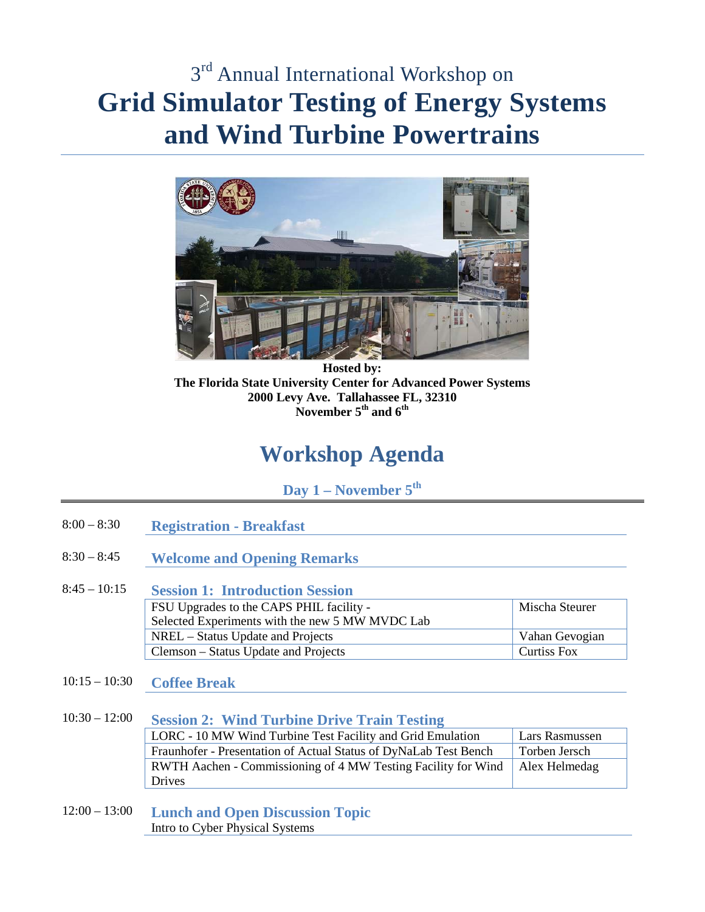3rd Annual International Workshop on

# Grid Simulator Testing of Energy Systems and Wind Turbine Powertrains

**Hosted by:**
**The Florida State University Center for Advanced Power Systems**
**2000 Levy Ave. Tallahassee FL, 32310**
**November 5th and 6th**

# Workshop Agenda

## Day 1 – November 5th

8:00 – 8:30 **Registration - Breakfast**

8:30 – 8:45 **Welcome and Opening Remarks**

8:45 – 10:15 **Session 1: Introduction Session**

| Topic | Speaker |
|---|---|
| FSU Upgrades to the CAPS PHIL facility - Selected Experiments with the new 5 MW MVDC Lab | Mischa Steurer |
| NREL – Status Update and Projects | Vahan Gevogian |
| Clemson – Status Update and Projects | Curtiss Fox |

10:15 – 10:30 **Coffee Break**

10:30 – 12:00 **Session 2: Wind Turbine Drive Train Testing**

| Topic | Speaker |
|---|---|
| LORC - 10 MW Wind Turbine Test Facility and Grid Emulation | Lars Rasmussen |
| Fraunhofer - Presentation of Actual Status of DyNaLab Test Bench | Torben Jersch |
| RWTH Aachen - Commissioning of 4 MW Testing Facility for Wind Drives | Alex Helmedag |

12:00 – 13:00 **Lunch and Open Discussion Topic**
Intro to Cyber Physical Systems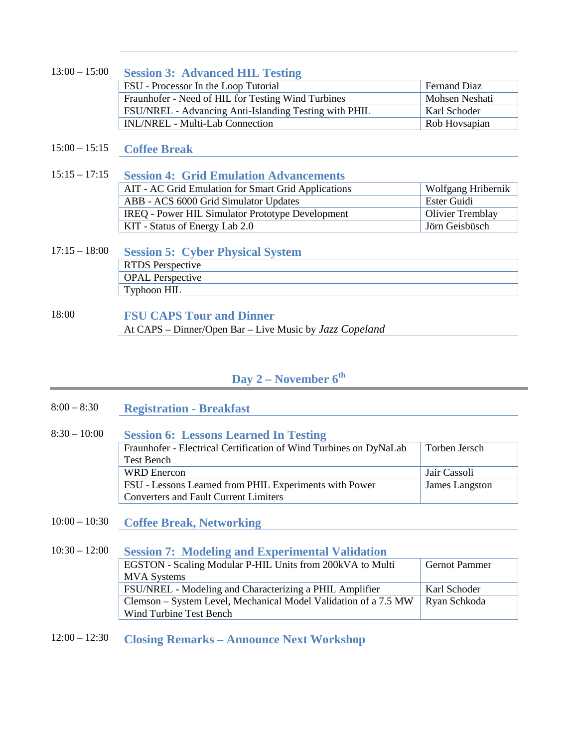13:00 – 15:00 **Session 3: Advanced HIL Testing**

| | |
|---|---|
| FSU - Processor In the Loop Tutorial | Fernand Diaz |
| Fraunhofer - Need of HIL for Testing Wind Turbines | Mohsen Neshati |
| FSU/NREL - Advancing Anti-Islanding Testing with PHIL | Karl Schoder |
| INL/NREL - Multi-Lab Connection | Rob Hovsapian |

15:00 – 15:15 **Coffee Break**

15:15 – 17:15 **Session 4: Grid Emulation Advancements**

| | |
|---|---|
| AIT - AC Grid Emulation for Smart Grid Applications | Wolfgang Hribernik |
| ABB - ACS 6000 Grid Simulator Updates | Ester Guidi |
| IREQ - Power HIL Simulator Prototype Development | Olivier Tremblay |
| KIT - Status of Energy Lab 2.0 | Jörn Geisbüsch |

17:15 – 18:00 **Session 5: Cyber Physical System**

| |
|---|
| RTDS Perspective |
| OPAL Perspective |
| Typhoon HIL |

18:00 **FSU CAPS Tour and Dinner**

At CAPS – Dinner/Open Bar – Live Music by *Jazz Copeland*

## Day 2 – November 6th

8:00 – 8:30 **Registration - Breakfast**

8:30 – 10:00 **Session 6: Lessons Learned In Testing**

| | |
|---|---|
| Fraunhofer - Electrical Certification of Wind Turbines on DyNaLab Test Bench | Torben Jersch |
| WRD Enercon | Jair Cassoli |
| FSU - Lessons Learned from PHIL Experiments with Power Converters and Fault Current Limiters | James Langston |

10:00 – 10:30 **Coffee Break, Networking**

10:30 – 12:00 **Session 7: Modeling and Experimental Validation**

| | |
|---|---|
| EGSTON - Scaling Modular P-HIL Units from 200kVA to Multi MVA Systems | Gernot Pammer |
| FSU/NREL - Modeling and Characterizing a PHIL Amplifier | Karl Schoder |
| Clemson – System Level, Mechanical Model Validation of a 7.5 MW Wind Turbine Test Bench | Ryan Schkoda |

12:00 – 12:30 **Closing Remarks – Announce Next Workshop**